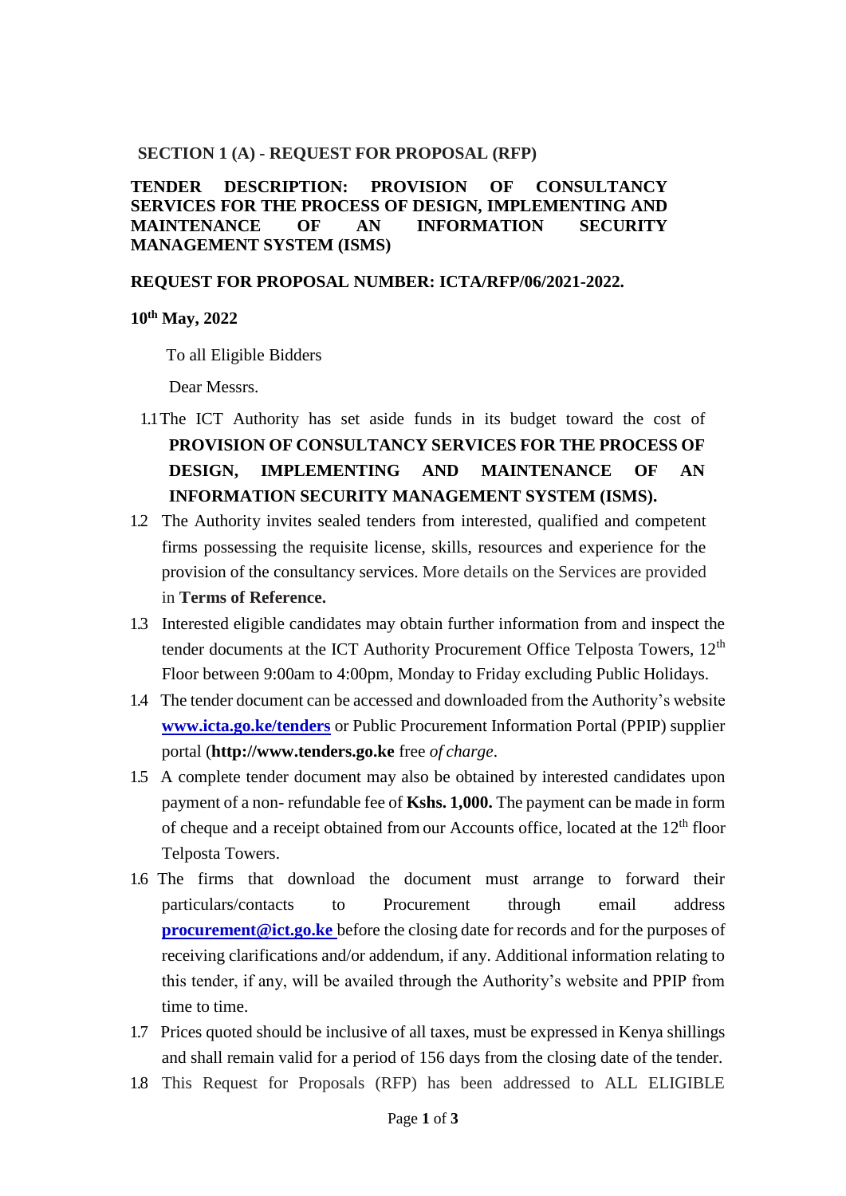**SECTION 1 (A) - REQUEST FOR PROPOSAL (RFP)**

**TENDER DESCRIPTION: PROVISION OF CONSULTANCY SERVICES FOR THE PROCESS OF DESIGN, IMPLEMENTING AND MAINTENANCE OF AN INFORMATION SECURITY MANAGEMENT SYSTEM (ISMS)**

**REQUEST FOR PROPOSAL NUMBER: ICTA/RFP/06/2021-2022.**

**10th May, 2022**

To all Eligible Bidders

Dear Messrs.

1.1 The ICT Authority has set aside funds in its budget toward the cost of **PROVISION OF CONSULTANCY SERVICES FOR THE PROCESS OF DESIGN, IMPLEMENTING AND MAINTENANCE OF AN INFORMATION SECURITY MANAGEMENT SYSTEM (ISMS).**

1.2 The Authority invites sealed tenders from interested, qualified and competent firms possessing the requisite license, skills, resources and experience for the provision of the consultancy services. More details on the Services are provided in **Terms of Reference.**

1.3 Interested eligible candidates may obtain further information from and inspect the tender documents at the ICT Authority Procurement Office Telposta Towers, 12th Floor between 9:00am to 4:00pm, Monday to Friday excluding Public Holidays.

1.4 The tender document can be accessed and downloaded from the Authority's website **www.icta.go.ke/tenders** or Public Procurement Information Portal (PPIP) supplier portal (**http://www.tenders.go.ke** free *of charge*.

1.5 A complete tender document may also be obtained by interested candidates upon payment of a non- refundable fee of **Kshs. 1,000.** The payment can be made in form of cheque and a receipt obtained from our Accounts office, located at the 12th floor Telposta Towers.

1.6 The firms that download the document must arrange to forward their particulars/contacts to Procurement through email address **procurement@ict.go.ke** before the closing date for records and for the purposes of receiving clarifications and/or addendum, if any. Additional information relating to this tender, if any, will be availed through the Authority's website and PPIP from time to time.

1.7 Prices quoted should be inclusive of all taxes, must be expressed in Kenya shillings and shall remain valid for a period of 156 days from the closing date of the tender.

1.8 This Request for Proposals (RFP) has been addressed to ALL ELIGIBLE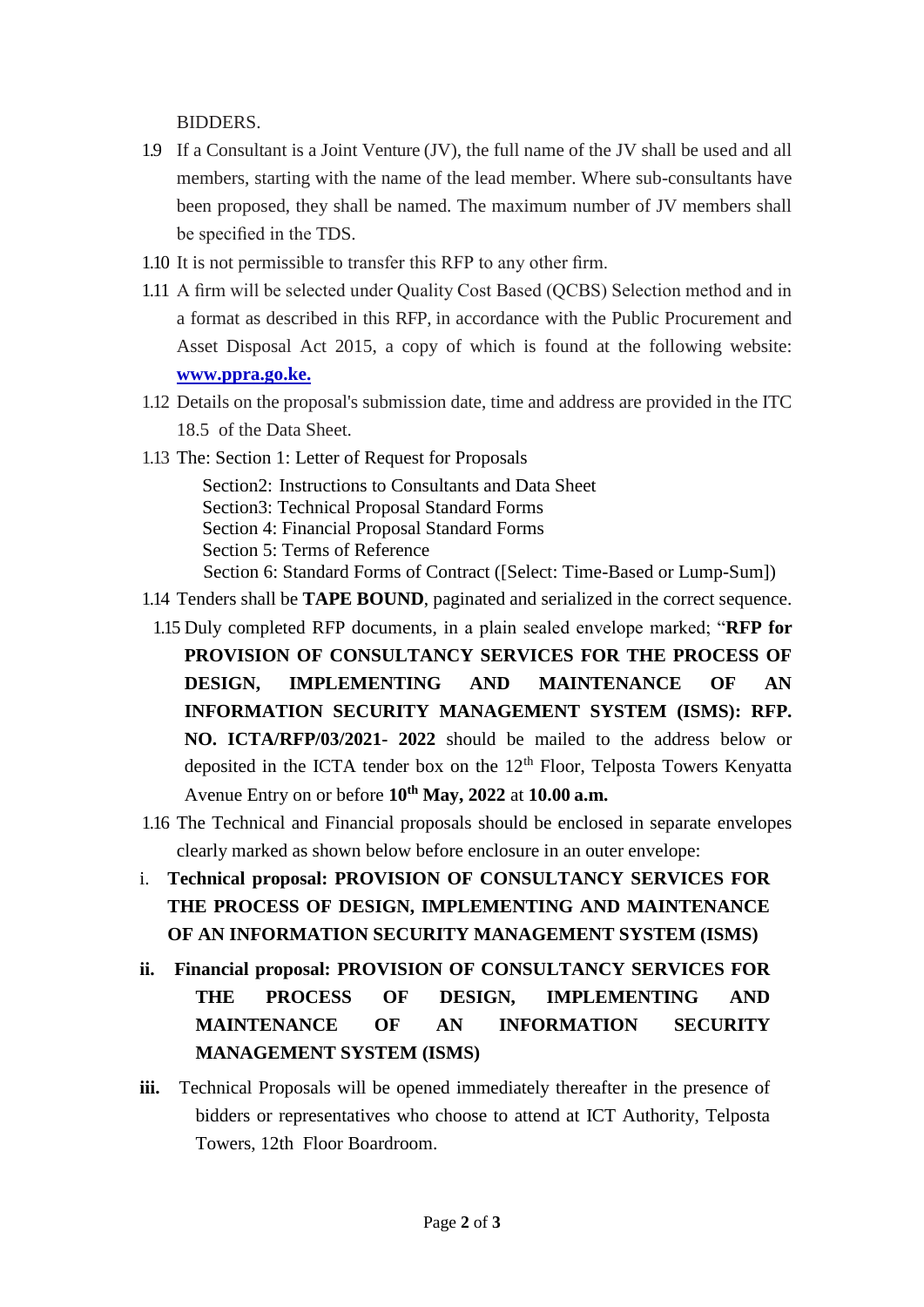BIDDERS.

1.9 If a Consultant is a Joint Venture (JV), the full name of the JV shall be used and all members, starting with the name of the lead member. Where sub-consultants have been proposed, they shall be named. The maximum number of JV members shall be specified in the TDS.

1.10 It is not permissible to transfer this RFP to any other firm.

1.11 A firm will be selected under Quality Cost Based (QCBS) Selection method and in a format as described in this RFP, in accordance with the Public Procurement and Asset Disposal Act 2015, a copy of which is found at the following website: **www.ppra.go.ke.**

1.12 Details on the proposal's submission date, time and address are provided in the ITC 18.5 of the Data Sheet.

1.13 The: Section 1: Letter of Request for Proposals
Section2: Instructions to Consultants and Data Sheet
Section3: Technical Proposal Standard Forms
Section 4: Financial Proposal Standard Forms
Section 5: Terms of Reference
Section 6: Standard Forms of Contract ([Select: Time-Based or Lump-Sum])

1.14 Tenders shall be **TAPE BOUND**, paginated and serialized in the correct sequence.

1.15 Duly completed RFP documents, in a plain sealed envelope marked; "**RFP for PROVISION OF CONSULTANCY SERVICES FOR THE PROCESS OF DESIGN, IMPLEMENTING AND MAINTENANCE OF AN INFORMATION SECURITY MANAGEMENT SYSTEM (ISMS): RFP. NO. ICTA/RFP/03/2021- 2022** should be mailed to the address below or deposited in the ICTA tender box on the 12th Floor, Telposta Towers Kenyatta Avenue Entry on or before **10th May, 2022** at **10.00 a.m.**

1.16 The Technical and Financial proposals should be enclosed in separate envelopes clearly marked as shown below before enclosure in an outer envelope:

i. **Technical proposal: PROVISION OF CONSULTANCY SERVICES FOR THE PROCESS OF DESIGN, IMPLEMENTING AND MAINTENANCE OF AN INFORMATION SECURITY MANAGEMENT SYSTEM (ISMS)**

**ii. Financial proposal: PROVISION OF CONSULTANCY SERVICES FOR THE PROCESS OF DESIGN, IMPLEMENTING AND MAINTENANCE OF AN INFORMATION SECURITY MANAGEMENT SYSTEM (ISMS)**

**iii.** Technical Proposals will be opened immediately thereafter in the presence of bidders or representatives who choose to attend at ICT Authority, Telposta Towers, 12th Floor Boardroom.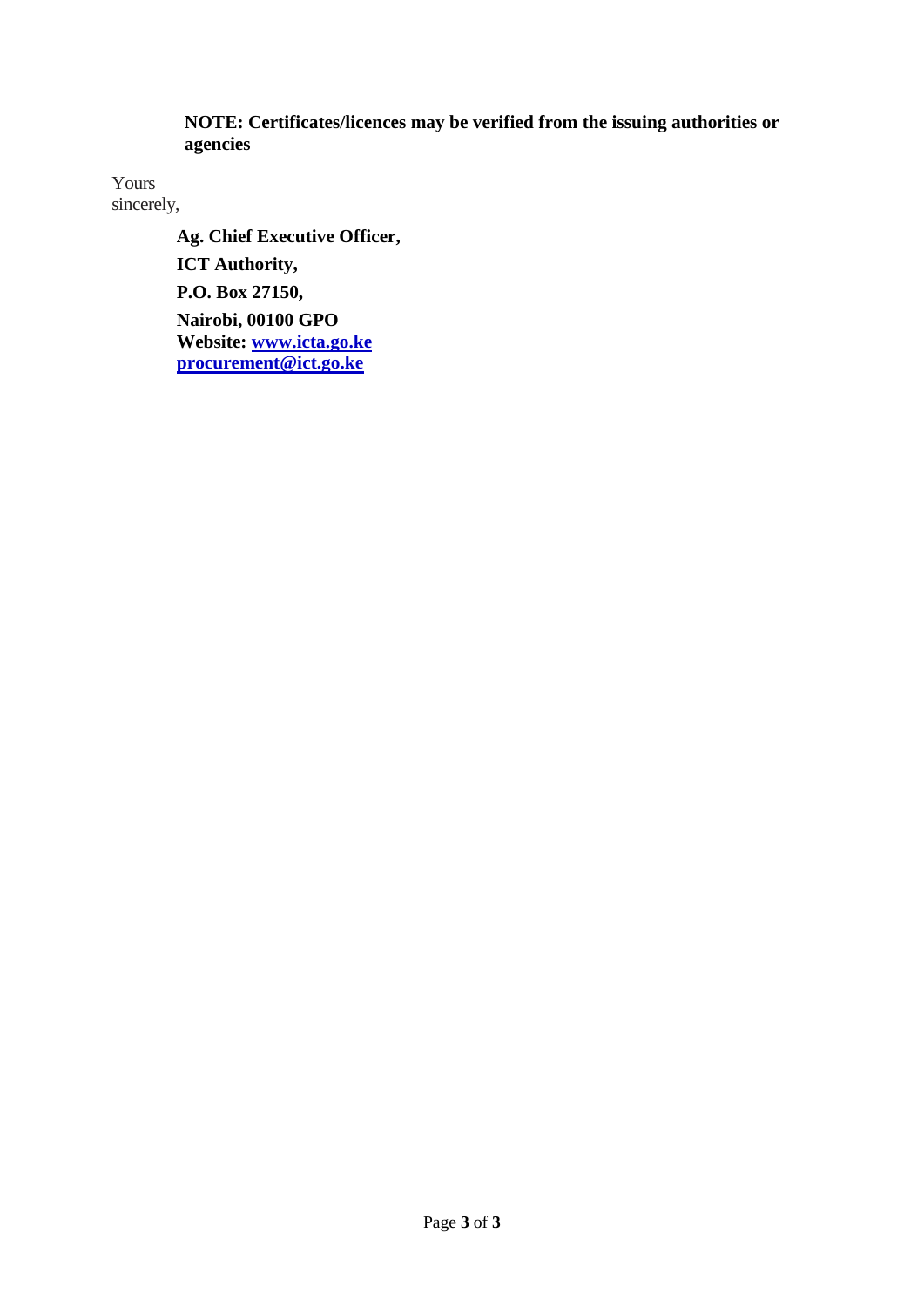**NOTE: Certificates/licences may be verified from the issuing authorities or agencies**

Yours sincerely,

**Ag. Chief Executive Officer,**

**ICT Authority,**

**P.O. Box 27150,**

**Nairobi, 00100 GPO**
**Website: [www.icta.go.ke](http://www.icta.go.ke)**
**[procurement@ict.go.ke](mailto:procurement@ict.go.ke)**